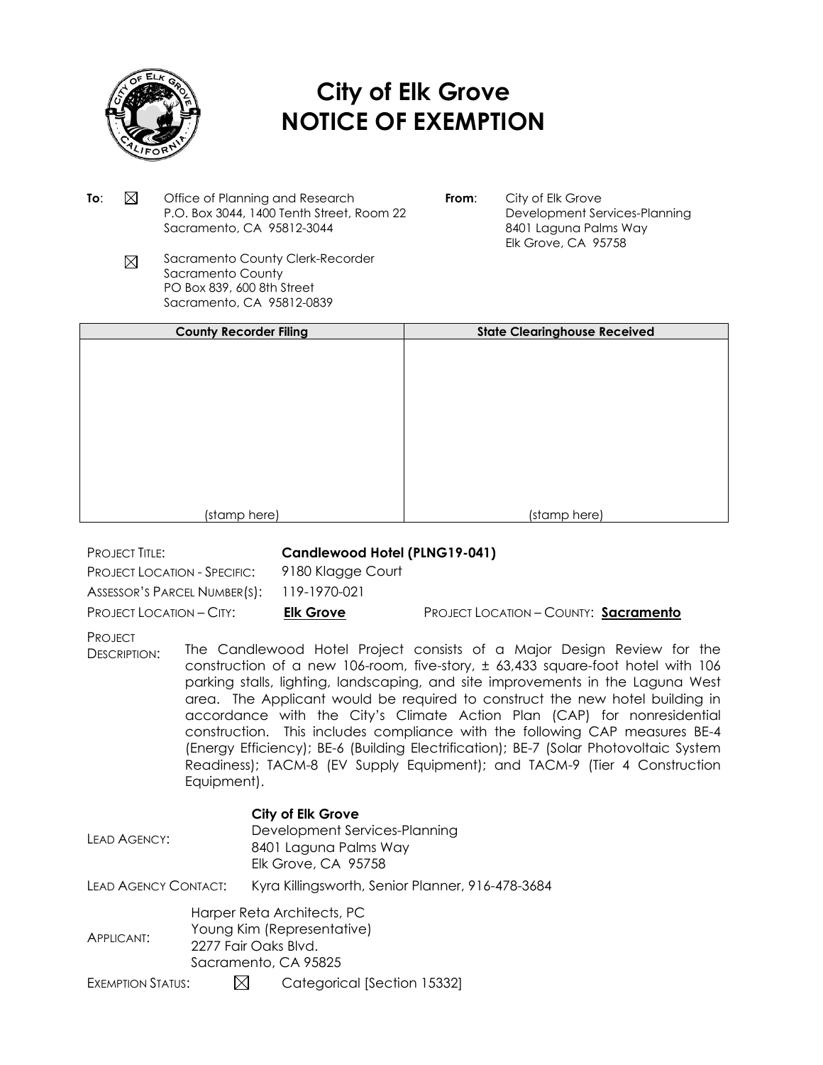# City of Elk Grove
# NOTICE OF EXEMPTION

**To**: ☒ Office of Planning and Research
P.O. Box 3044, 1400 Tenth Street, Room 22
Sacramento, CA 95812-3044

☒ Sacramento County Clerk-Recorder
Sacramento County
PO Box 839, 600 8th Street
Sacramento, CA 95812-0839

**From**: City of Elk Grove
Development Services-Planning
8401 Laguna Palms Way
Elk Grove, CA 95758

| County Recorder Filing | State Clearinghouse Received |
|---|---|
| (stamp here) | (stamp here) |

PROJECT TITLE: **Candlewood Hotel (PLNG19-041)**

PROJECT LOCATION - SPECIFIC: 9180 Klagge Court

ASSESSOR'S PARCEL NUMBER(S): 119-1970-021

PROJECT LOCATION – CITY: **Elk Grove** PROJECT LOCATION – COUNTY: **Sacramento**

PROJECT DESCRIPTION: The Candlewood Hotel Project consists of a Major Design Review for the construction of a new 106-room, five-story, ± 63,433 square-foot hotel with 106 parking stalls, lighting, landscaping, and site improvements in the Laguna West area. The Applicant would be required to construct the new hotel building in accordance with the City's Climate Action Plan (CAP) for nonresidential construction. This includes compliance with the following CAP measures BE-4 (Energy Efficiency); BE-6 (Building Electrification); BE-7 (Solar Photovoltaic System Readiness); TACM-8 (EV Supply Equipment); and TACM-9 (Tier 4 Construction Equipment).

LEAD AGENCY: **City of Elk Grove**
Development Services-Planning
8401 Laguna Palms Way
Elk Grove, CA 95758

LEAD AGENCY CONTACT: Kyra Killingsworth, Senior Planner, 916-478-3684

APPLICANT: Harper Reta Architects, PC
Young Kim (Representative)
2277 Fair Oaks Blvd.
Sacramento, CA 95825

EXEMPTION STATUS: ☒ Categorical [Section 15332]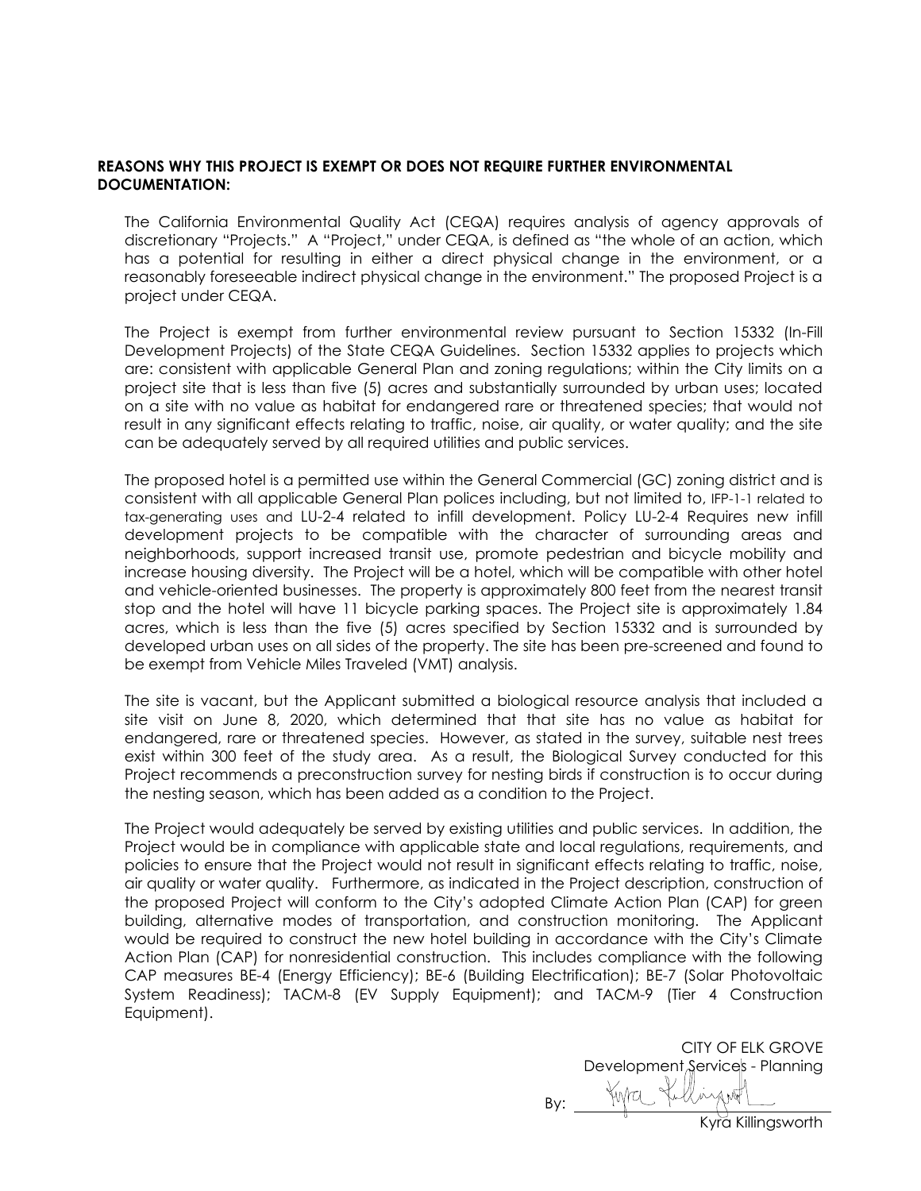**REASONS WHY THIS PROJECT IS EXEMPT OR DOES NOT REQUIRE FURTHER ENVIRONMENTAL DOCUMENTATION:**

The California Environmental Quality Act (CEQA) requires analysis of agency approvals of discretionary "Projects." A "Project," under CEQA, is defined as "the whole of an action, which has a potential for resulting in either a direct physical change in the environment, or a reasonably foreseeable indirect physical change in the environment." The proposed Project is a project under CEQA.

The Project is exempt from further environmental review pursuant to Section 15332 (In-Fill Development Projects) of the State CEQA Guidelines. Section 15332 applies to projects which are: consistent with applicable General Plan and zoning regulations; within the City limits on a project site that is less than five (5) acres and substantially surrounded by urban uses; located on a site with no value as habitat for endangered rare or threatened species; that would not result in any significant effects relating to traffic, noise, air quality, or water quality; and the site can be adequately served by all required utilities and public services.

The proposed hotel is a permitted use within the General Commercial (GC) zoning district and is consistent with all applicable General Plan polices including, but not limited to, IFP-1-1 related to tax-generating uses and LU-2-4 related to infill development. Policy LU-2-4 Requires new infill development projects to be compatible with the character of surrounding areas and neighborhoods, support increased transit use, promote pedestrian and bicycle mobility and increase housing diversity. The Project will be a hotel, which will be compatible with other hotel and vehicle-oriented businesses. The property is approximately 800 feet from the nearest transit stop and the hotel will have 11 bicycle parking spaces. The Project site is approximately 1.84 acres, which is less than the five (5) acres specified by Section 15332 and is surrounded by developed urban uses on all sides of the property. The site has been pre-screened and found to be exempt from Vehicle Miles Traveled (VMT) analysis.

The site is vacant, but the Applicant submitted a biological resource analysis that included a site visit on June 8, 2020, which determined that that site has no value as habitat for endangered, rare or threatened species. However, as stated in the survey, suitable nest trees exist within 300 feet of the study area. As a result, the Biological Survey conducted for this Project recommends a preconstruction survey for nesting birds if construction is to occur during the nesting season, which has been added as a condition to the Project.

The Project would adequately be served by existing utilities and public services. In addition, the Project would be in compliance with applicable state and local regulations, requirements, and policies to ensure that the Project would not result in significant effects relating to traffic, noise, air quality or water quality. Furthermore, as indicated in the Project description, construction of the proposed Project will conform to the City's adopted Climate Action Plan (CAP) for green building, alternative modes of transportation, and construction monitoring. The Applicant would be required to construct the new hotel building in accordance with the City's Climate Action Plan (CAP) for nonresidential construction. This includes compliance with the following CAP measures BE-4 (Energy Efficiency); BE-6 (Building Electrification); BE-7 (Solar Photovoltaic System Readiness); TACM-8 (EV Supply Equipment); and TACM-9 (Tier 4 Construction Equipment).

CITY OF ELK GROVE
Development Services - Planning

By: ______________________
Kyra Killingsworth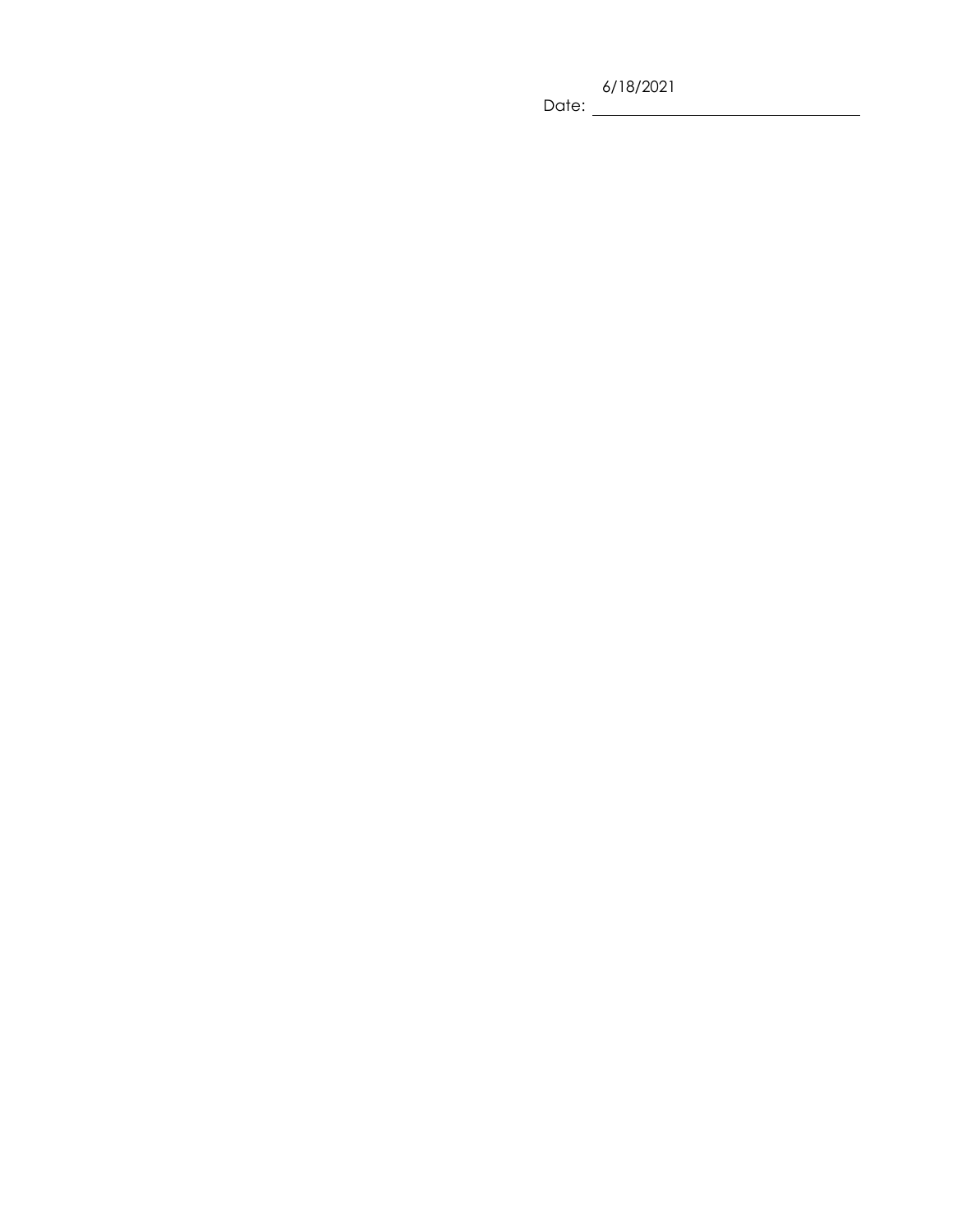Date: 6/18/2021